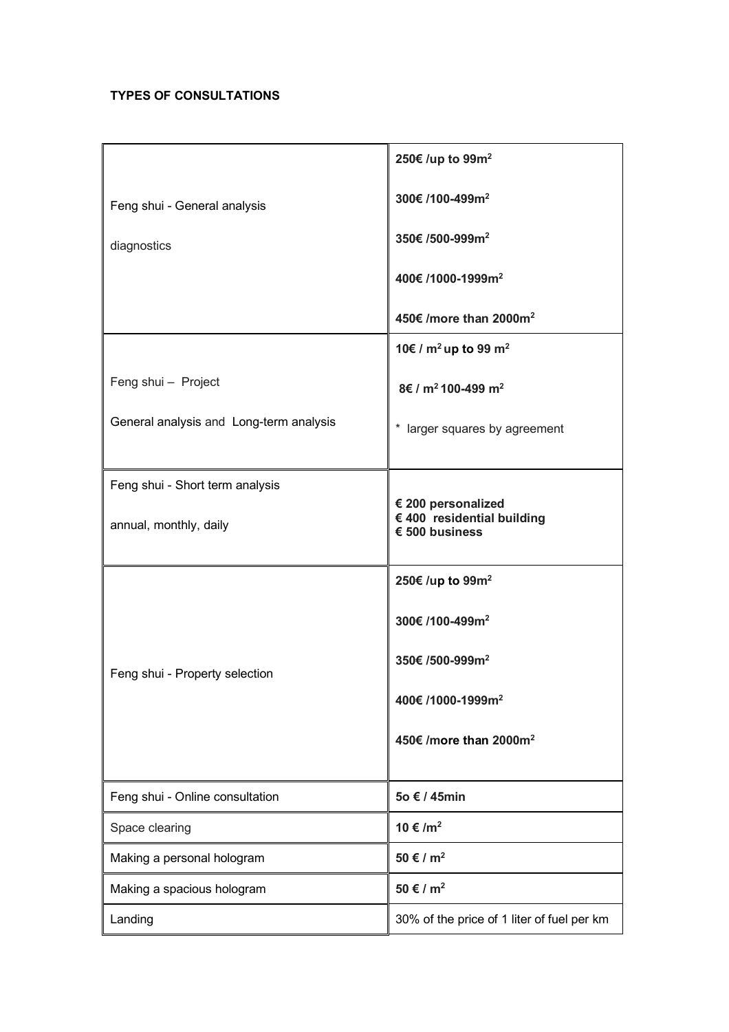**TYPES OF CONSULTATIONS**

| | |
|---|---|
| Feng shui - General analysis<br><br>diagnostics | **250€ /up to 99m²**<br><br>**300€ /100-499m²**<br><br>**350€ /500-999m²**<br><br>**400€ /1000-1999m²**<br><br>**450€ /more than 2000m²** |
| Feng shui – Project<br><br>General analysis and Long-term analysis | **10€ / m² up to 99 m²**<br><br>**8€ / m² 100-499 m²**<br><br>* larger squares by agreement |
| Feng shui - Short term analysis<br><br>annual, monthly, daily | **€ 200 personalized**<br>**€ 400 residential building**<br>**€ 500 business** |
| Feng shui - Property selection | **250€ /up to 99m²**<br><br>**300€ /100-499m²**<br><br>**350€ /500-999m²**<br><br>**400€ /1000-1999m²**<br><br>**450€ /more than 2000m²** |
| Feng shui - Online consultation | **5o € / 45min** |
| Space clearing | **10 € /m²** |
| Making a personal hologram | **50 € / m²** |
| Making a spacious hologram | **50 € / m²** |
| Landing | 30% of the price of 1 liter of fuel per km |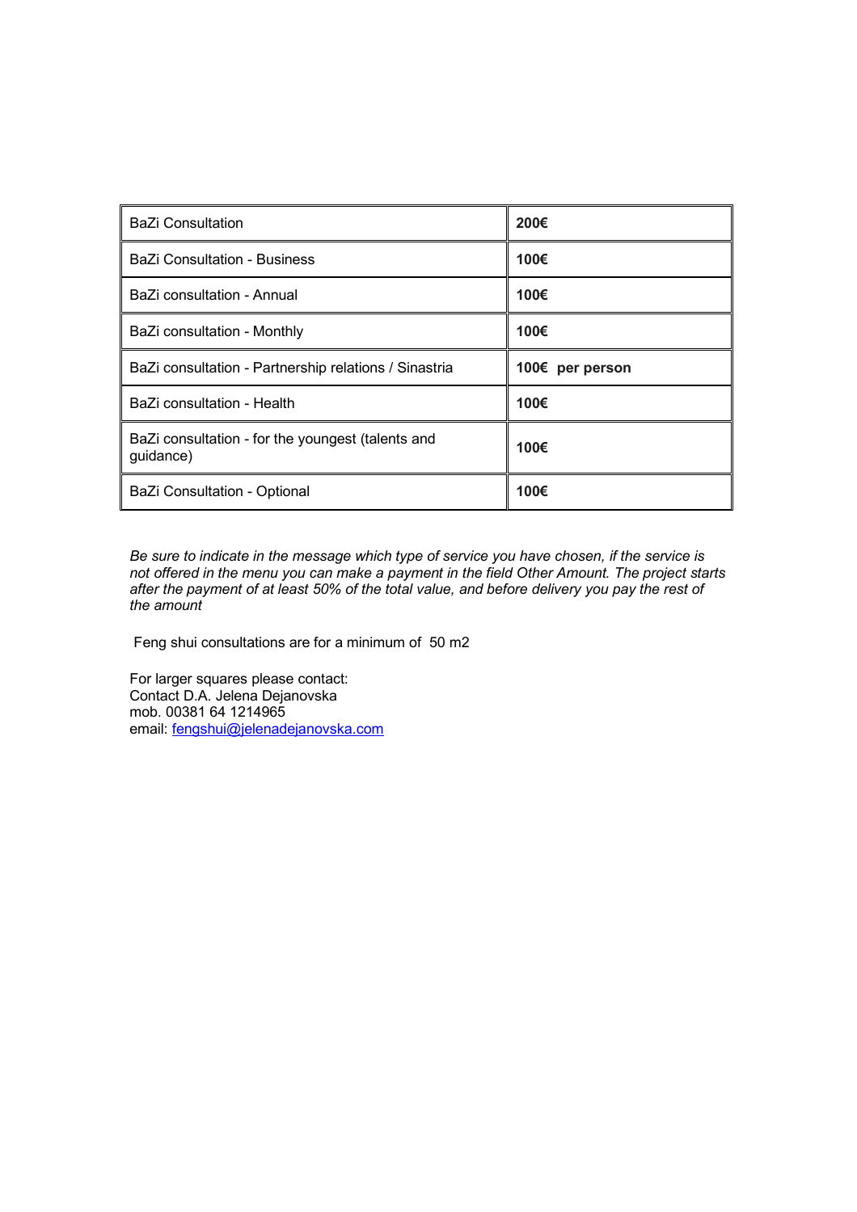| | |
|---|---|
| BaZi Consultation | **200€** |
| BaZi Consultation - Business | **100€** |
| BaZi consultation - Annual | **100€** |
| BaZi consultation - Monthly | **100€** |
| BaZi consultation - Partnership relations / Sinastria | **100€ per person** |
| BaZi consultation - Health | **100€** |
| BaZi consultation - for the youngest (talents and guidance) | **100€** |
| BaZi Consultation - Optional | **100€** |

*Be sure to indicate in the message which type of service you have chosen, if the service is not offered in the menu you can make a payment in the field Other Amount. The project starts after the payment of at least 50% of the total value, and before delivery you pay the rest of the amount*

Feng shui consultations are for a minimum of 50 m2

For larger squares please contact:
Contact D.A. Jelena Dejanovska
mob. 00381 64 1214965
email: fengshui@jelenadejanovska.com